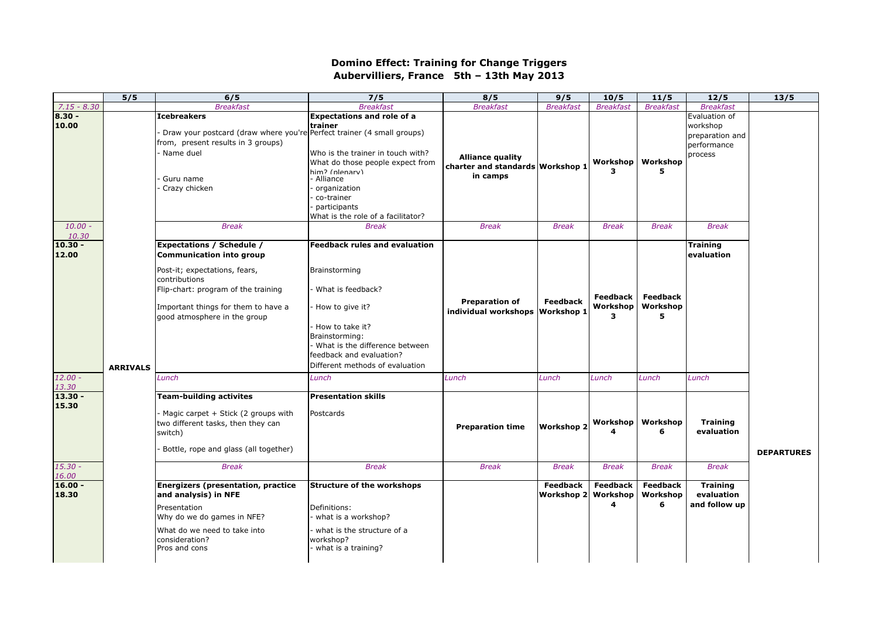# Domino Effect: Training for Change Triggers
## Aubervilliers, France 5th – 13th May 2013

| | 5/5 | 6/5 | 7/5 | 8/5 | 9/5 | 10/5 | 11/5 | 12/5 | 13/5 |
|---|---|---|---|---|---|---|---|---|---|
| *7.15 - 8.30* | | *Breakfast* | *Breakfast* | *Breakfast* | *Breakfast* | *Breakfast* | *Breakfast* | *Breakfast* | |
| **8.30 - 10.00** | | **Icebreakers**<br>- Draw your postcard (draw where you're from, present results in 3 groups)<br>- Name duel<br>- Guru name<br>- Crazy chicken | **Expectations and role of a trainer**<br>Perfect trainer (4 small groups)<br>Who is the trainer in touch with? What do those people expect from him? (plenary)<br>- Alliance<br>- organization<br>- co-trainer<br>- participants<br>What is the role of a facilitator? | **Alliance quality charter and standards in camps** | **Workshop 1** | **Workshop 3** | **Workshop 5** | Evaluation of workshop preparation and performance process | |
| *10.00 - 10.30* | | *Break* | *Break* | *Break* | *Break* | *Break* | *Break* | *Break* | |
| **10.30 - 12.00** | **ARRIVALS** | **Expectations / Schedule / Communication into group**<br>Post-it; expectations, fears, contributions<br>Flip-chart: program of the training<br>Important things for them to have a good atmosphere in the group | **Feedback rules and evaluation**<br>Brainstorming<br>- What is feedback?<br>- How to give it?<br>- How to take it?<br>Brainstorming:<br>- What is the difference between feedback and evaluation?<br>Different methods of evaluation | **Preparation of individual workshops** | **Feedback Workshop 1** | **Feedback Workshop 3** | **Feedback Workshop 5** | **Training evaluation** | |
| *12.00 - 13.30* | | *Lunch* | *Lunch* | *Lunch* | *Lunch* | *Lunch* | *Lunch* | *Lunch* | |
| **13.30 - 15.30** | | **Team-building activites**<br>- Magic carpet + Stick (2 groups with two different tasks, then they can switch)<br>- Bottle, rope and glass (all together) | **Presentation skills**<br>Postcards | **Preparation time** | **Workshop 2** | **Workshop 4** | **Workshop 6** | **Training evaluation** | **DEPARTURES** |
| *15.30 - 16.00* | | *Break* | *Break* | *Break* | *Break* | *Break* | *Break* | *Break* | |
| **16.00 - 18.30** | | **Energizers (presentation, practice and analysis) in NFE**<br>Presentation<br>Why do we do games in NFE?<br>What do we need to take into consideration?<br>Pros and cons | **Structure of the workshops**<br>Definitions:<br>- what is a workshop?<br>- what is the structure of a workshop?<br>- what is a training? | | **Feedback Workshop 2** | **Feedback Workshop 4** | **Feedback Workshop 6** | **Training evaluation and follow up** | |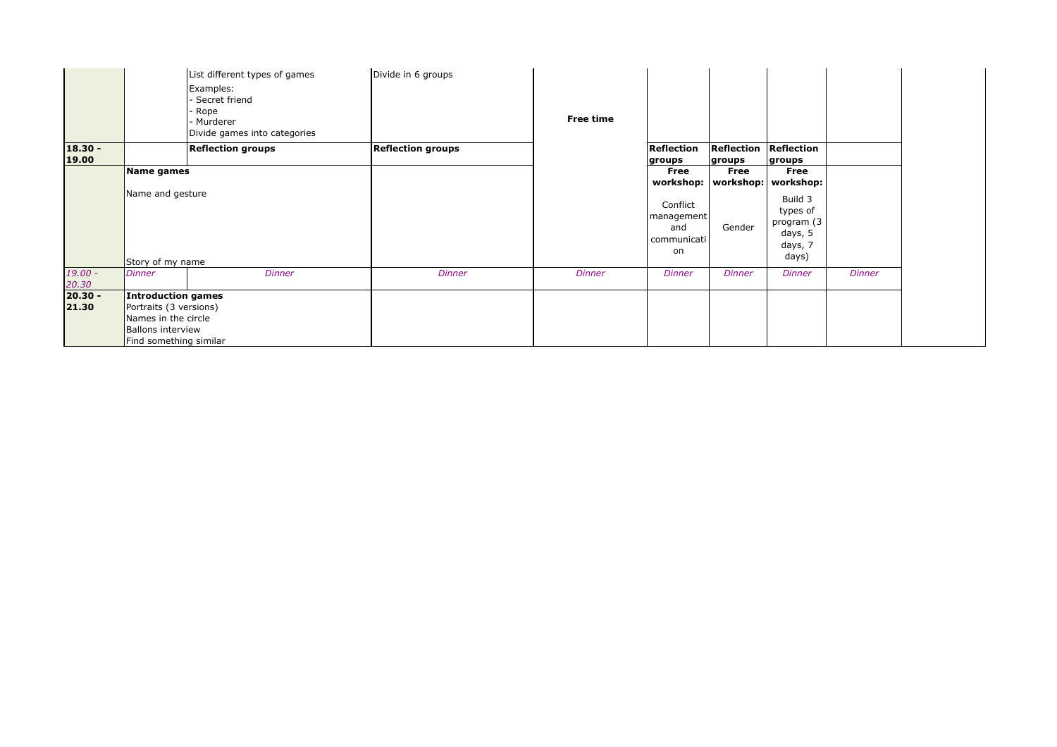| | | | | | | | | | |
|---|---|---|---|---|---|---|---|---|---|
| | | List different types of games<br>Examples:<br>- Secret friend<br>- Rope<br>- Murderer<br>Divide games into categories | Divide in 6 groups | **Free time** | | | | | |
| **18.30 - 19.00** | | **Reflection groups** | **Reflection groups** | | **Reflection groups** | **Reflection groups** | **Reflection groups** | | |
| | **Name games**<br>Name and gesture<br>Story of my name | | | | **Free workshop:**<br>Conflict management and communication | **Free workshop:**<br>Gender | **Free workshop:**<br>Build 3 types of program (3 days, 5 days, 7 days) | | |
| *19.00 - 20.30* | *Dinner* | *Dinner* | *Dinner* | *Dinner* | *Dinner* | *Dinner* | *Dinner* | *Dinner* | |
| **20.30 - 21.30** | **Introduction games**<br>Portraits (3 versions)<br>Names in the circle<br>Ballons interview<br>Find something similar | | | | | | | | |